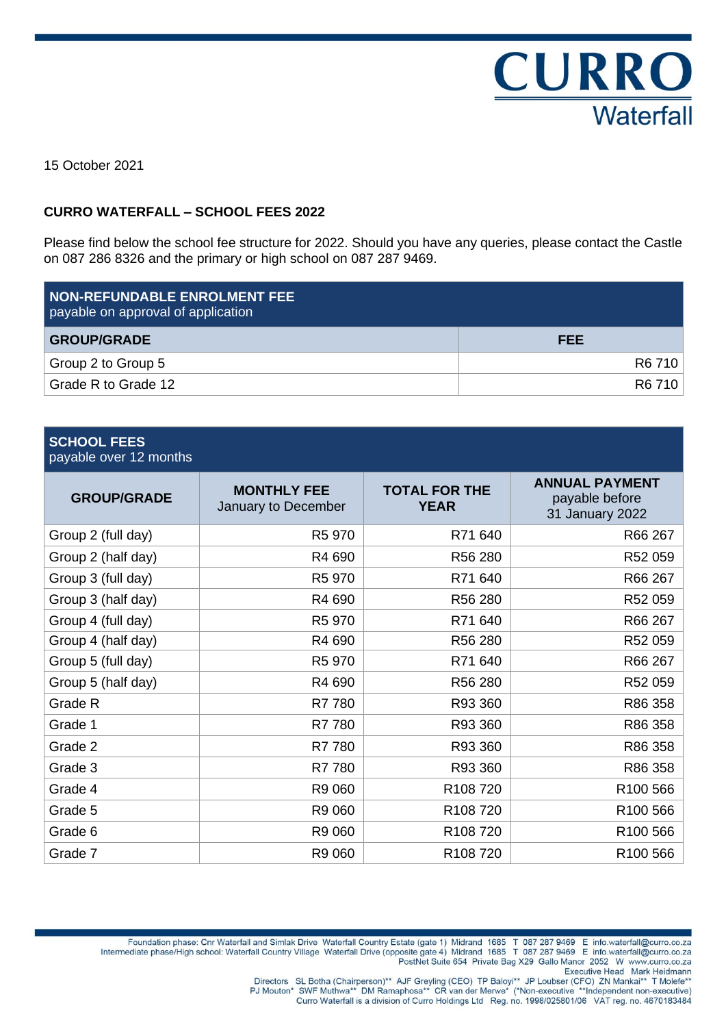CURRO
Waterfall

15 October 2021

**CURRO WATERFALL – SCHOOL FEES 2022**

Please find below the school fee structure for 2022. Should you have any queries, please contact the Castle on 087 286 8326 and the primary or high school on 087 287 9469.

| NON-REFUNDABLE ENROLMENT FEE payable on approval of application | |
|---|---|
| **GROUP/GRADE** | **FEE** |
| Group 2 to Group 5 | R6 710 |
| Grade R to Grade 12 | R6 710 |

| SCHOOL FEES payable over 12 months | | | |
|---|---|---|---|
| **GROUP/GRADE** | **MONTHLY FEE** January to December | **TOTAL FOR THE YEAR** | **ANNUAL PAYMENT** payable before 31 January 2022 |
| Group 2 (full day) | R5 970 | R71 640 | R66 267 |
| Group 2 (half day) | R4 690 | R56 280 | R52 059 |
| Group 3 (full day) | R5 970 | R71 640 | R66 267 |
| Group 3 (half day) | R4 690 | R56 280 | R52 059 |
| Group 4 (full day) | R5 970 | R71 640 | R66 267 |
| Group 4 (half day) | R4 690 | R56 280 | R52 059 |
| Group 5 (full day) | R5 970 | R71 640 | R66 267 |
| Group 5 (half day) | R4 690 | R56 280 | R52 059 |
| Grade R | R7 780 | R93 360 | R86 358 |
| Grade 1 | R7 780 | R93 360 | R86 358 |
| Grade 2 | R7 780 | R93 360 | R86 358 |
| Grade 3 | R7 780 | R93 360 | R86 358 |
| Grade 4 | R9 060 | R108 720 | R100 566 |
| Grade 5 | R9 060 | R108 720 | R100 566 |
| Grade 6 | R9 060 | R108 720 | R100 566 |
| Grade 7 | R9 060 | R108 720 | R100 566 |

Foundation phase: Cnr Waterfall and Simlak Drive Waterfall Country Estate (gate 1) Midrand 1685 T 087 287 9469 E info.waterfall@curro.co.za
Intermediate phase/High school: Waterfall Country Village Waterfall Drive (opposite gate 4) Midrand 1685 T 087 287 9469 E info.waterfall@curro.co.za
PostNet Suite 654 Private Bag X29 Gallo Manor 2052 W www.curro.co.za
Executive Head Mark Heidmann
Directors SL Botha (Chairperson)** AJF Greyling (CEO) TP Baloyi** JP Loubser (CFO) ZN Mankai** T Molefe**
PJ Mouton* SWF Muthwa** DM Ramaphosa** CR van der Merwe* (*Non-executive **Independent non-executive)
Curro Waterfall is a division of Curro Holdings Ltd Reg. no. 1998/025801/06 VAT reg. no. 4670183484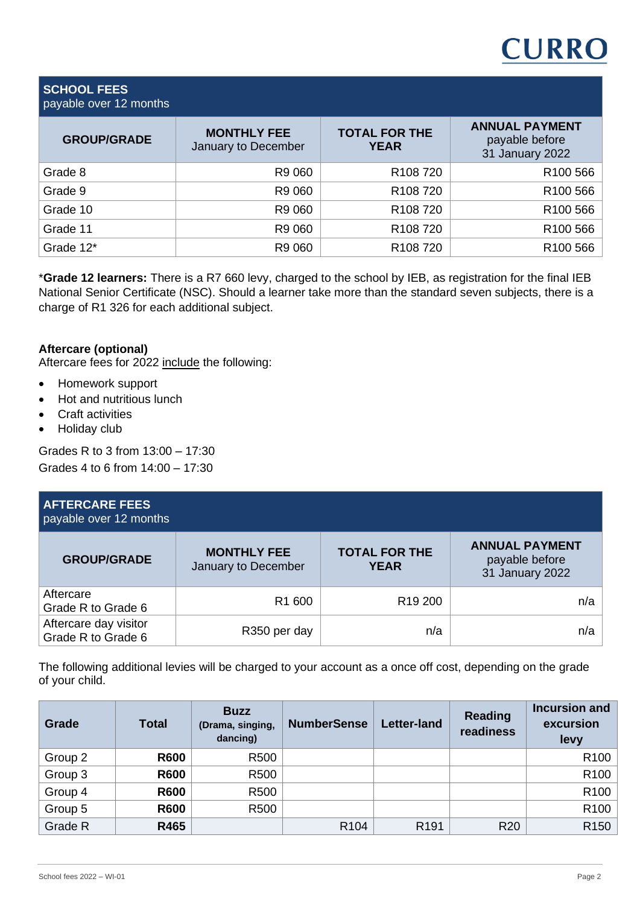| SCHOOL FEES payable over 12 months | | | |
|---|---|---|---|
| **GROUP/GRADE** | **MONTHLY FEE** January to December | **TOTAL FOR THE YEAR** | **ANNUAL PAYMENT** payable before 31 January 2022 |
| Grade 8 | R9 060 | R108 720 | R100 566 |
| Grade 9 | R9 060 | R108 720 | R100 566 |
| Grade 10 | R9 060 | R108 720 | R100 566 |
| Grade 11 | R9 060 | R108 720 | R100 566 |
| Grade 12* | R9 060 | R108 720 | R100 566 |

***Grade 12 learners:** There is a R7 660 levy, charged to the school by IEB, as registration for the final IEB National Senior Certificate (NSC). Should a learner take more than the standard seven subjects, there is a charge of R1 326 for each additional subject.

**Aftercare (optional)**

Aftercare fees for 2022 include the following:

- Homework support
- Hot and nutritious lunch
- Craft activities
- Holiday club

Grades R to 3 from 13:00 – 17:30

Grades 4 to 6 from 14:00 – 17:30

| AFTERCARE FEES payable over 12 months | | | |
|---|---|---|---|
| **GROUP/GRADE** | **MONTHLY FEE** January to December | **TOTAL FOR THE YEAR** | **ANNUAL PAYMENT** payable before 31 January 2022 |
| Aftercare Grade R to Grade 6 | R1 600 | R19 200 | n/a |
| Aftercare day visitor Grade R to Grade 6 | R350 per day | n/a | n/a |

The following additional levies will be charged to your account as a once off cost, depending on the grade of your child.

| Grade | Total | Buzz (Drama, singing, dancing) | NumberSense | Letter-land | Reading readiness | Incursion and excursion levy |
|---|---|---|---|---|---|---|
| Group 2 | **R600** | R500 | | | | R100 |
| Group 3 | **R600** | R500 | | | | R100 |
| Group 4 | **R600** | R500 | | | | R100 |
| Group 5 | **R600** | R500 | | | | R100 |
| Grade R | **R465** | | R104 | R191 | R20 | R150 |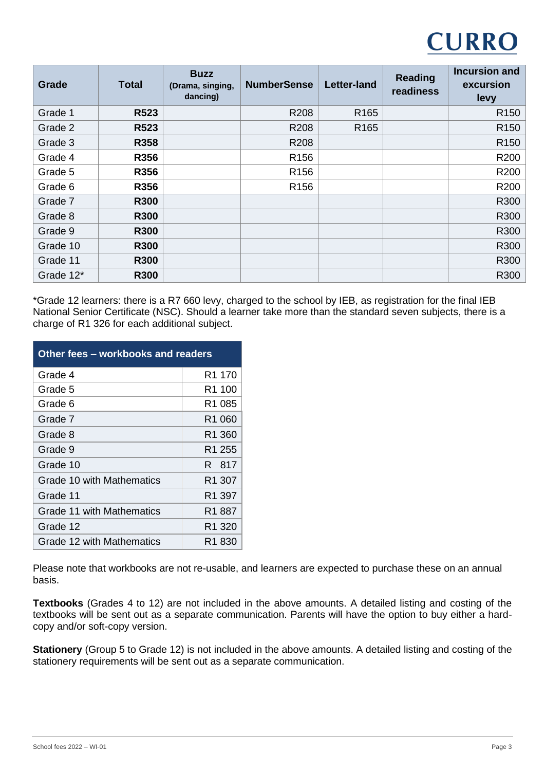| Grade | Total | Buzz (Drama, singing, dancing) | NumberSense | Letter-land | Reading readiness | Incursion and excursion levy |
|---|---|---|---|---|---|---|
| Grade 1 | **R523** | | R208 | R165 | | R150 |
| Grade 2 | **R523** | | R208 | R165 | | R150 |
| Grade 3 | **R358** | | R208 | | | R150 |
| Grade 4 | **R356** | | R156 | | | R200 |
| Grade 5 | **R356** | | R156 | | | R200 |
| Grade 6 | **R356** | | R156 | | | R200 |
| Grade 7 | **R300** | | | | | R300 |
| Grade 8 | **R300** | | | | | R300 |
| Grade 9 | **R300** | | | | | R300 |
| Grade 10 | **R300** | | | | | R300 |
| Grade 11 | **R300** | | | | | R300 |
| Grade 12* | **R300** | | | | | R300 |

*Grade 12 learners: there is a R7 660 levy, charged to the school by IEB, as registration for the final IEB National Senior Certificate (NSC). Should a learner take more than the standard seven subjects, there is a charge of R1 326 for each additional subject.

| Other fees – workbooks and readers | |
|---|---|
| Grade 4 | R1 170 |
| Grade 5 | R1 100 |
| Grade 6 | R1 085 |
| Grade 7 | R1 060 |
| Grade 8 | R1 360 |
| Grade 9 | R1 255 |
| Grade 10 | R 817 |
| Grade 10 with Mathematics | R1 307 |
| Grade 11 | R1 397 |
| Grade 11 with Mathematics | R1 887 |
| Grade 12 | R1 320 |
| Grade 12 with Mathematics | R1 830 |

Please note that workbooks are not re-usable, and learners are expected to purchase these on an annual basis.

**Textbooks** (Grades 4 to 12) are not included in the above amounts. A detailed listing and costing of the textbooks will be sent out as a separate communication. Parents will have the option to buy either a hard-copy and/or soft-copy version.

**Stationery** (Group 5 to Grade 12) is not included in the above amounts. A detailed listing and costing of the stationery requirements will be sent out as a separate communication.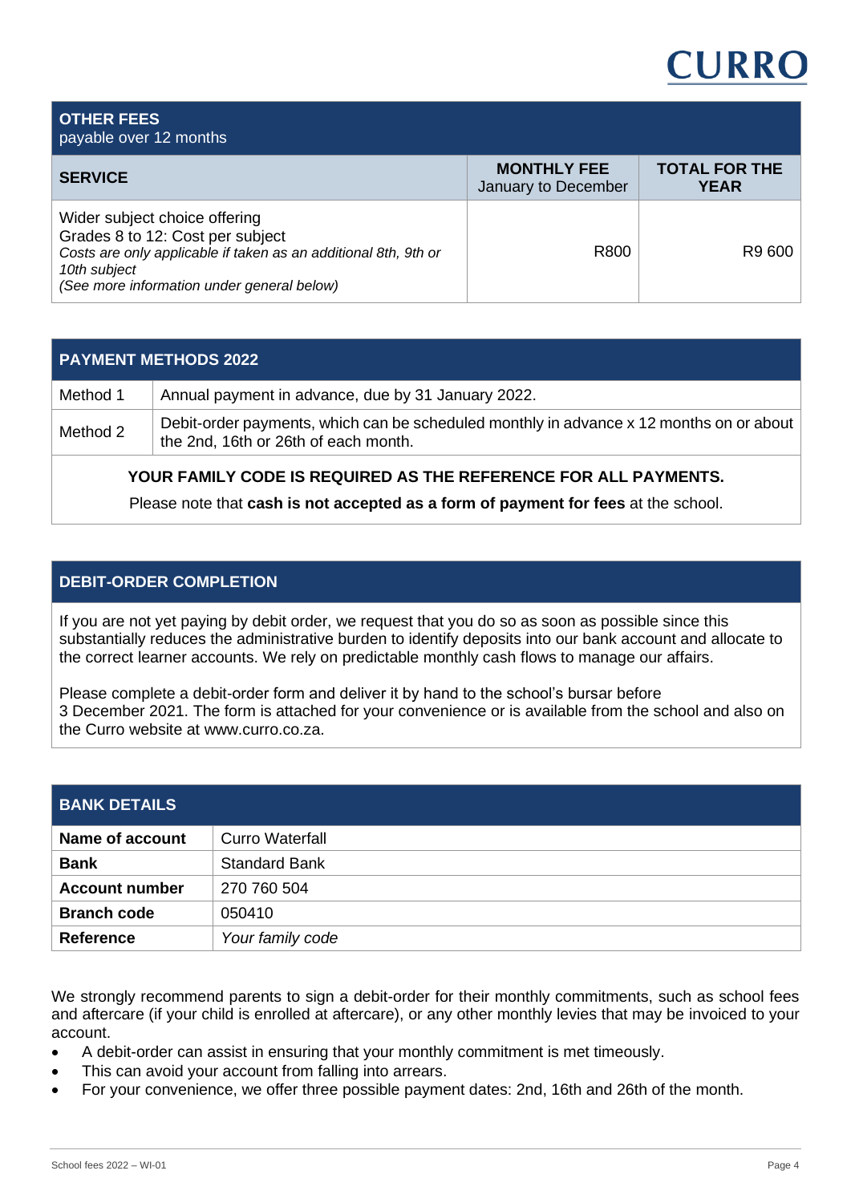## OTHER FEES
payable over 12 months

| SERVICE | MONTHLY FEE January to December | TOTAL FOR THE YEAR |
|---|---|---|
| Wider subject choice offering<br>Grades 8 to 12: Cost per subject<br>*Costs are only applicable if taken as an additional 8th, 9th or 10th subject*<br>*(See more information under general below)* | R800 | R9 600 |

## PAYMENT METHODS 2022

| | |
|---|---|
| Method 1 | Annual payment in advance, due by 31 January 2022. |
| Method 2 | Debit-order payments, which can be scheduled monthly in advance x 12 months on or about the 2nd, 16th or 26th of each month. |

**YOUR FAMILY CODE IS REQUIRED AS THE REFERENCE FOR ALL PAYMENTS.**

Please note that **cash is not accepted as a form of payment for fees** at the school.

## DEBIT-ORDER COMPLETION

If you are not yet paying by debit order, we request that you do so as soon as possible since this substantially reduces the administrative burden to identify deposits into our bank account and allocate to the correct learner accounts. We rely on predictable monthly cash flows to manage our affairs.

Please complete a debit-order form and deliver it by hand to the school's bursar before 3 December 2021. The form is attached for your convenience or is available from the school and also on the Curro website at www.curro.co.za.

## BANK DETAILS

| | |
|---|---|
| **Name of account** | Curro Waterfall |
| **Bank** | Standard Bank |
| **Account number** | 270 760 504 |
| **Branch code** | 050410 |
| **Reference** | *Your family code* |

We strongly recommend parents to sign a debit-order for their monthly commitments, such as school fees and aftercare (if your child is enrolled at aftercare), or any other monthly levies that may be invoiced to your account.

- A debit-order can assist in ensuring that your monthly commitment is met timeously.
- This can avoid your account from falling into arrears.
- For your convenience, we offer three possible payment dates: 2nd, 16th and 26th of the month.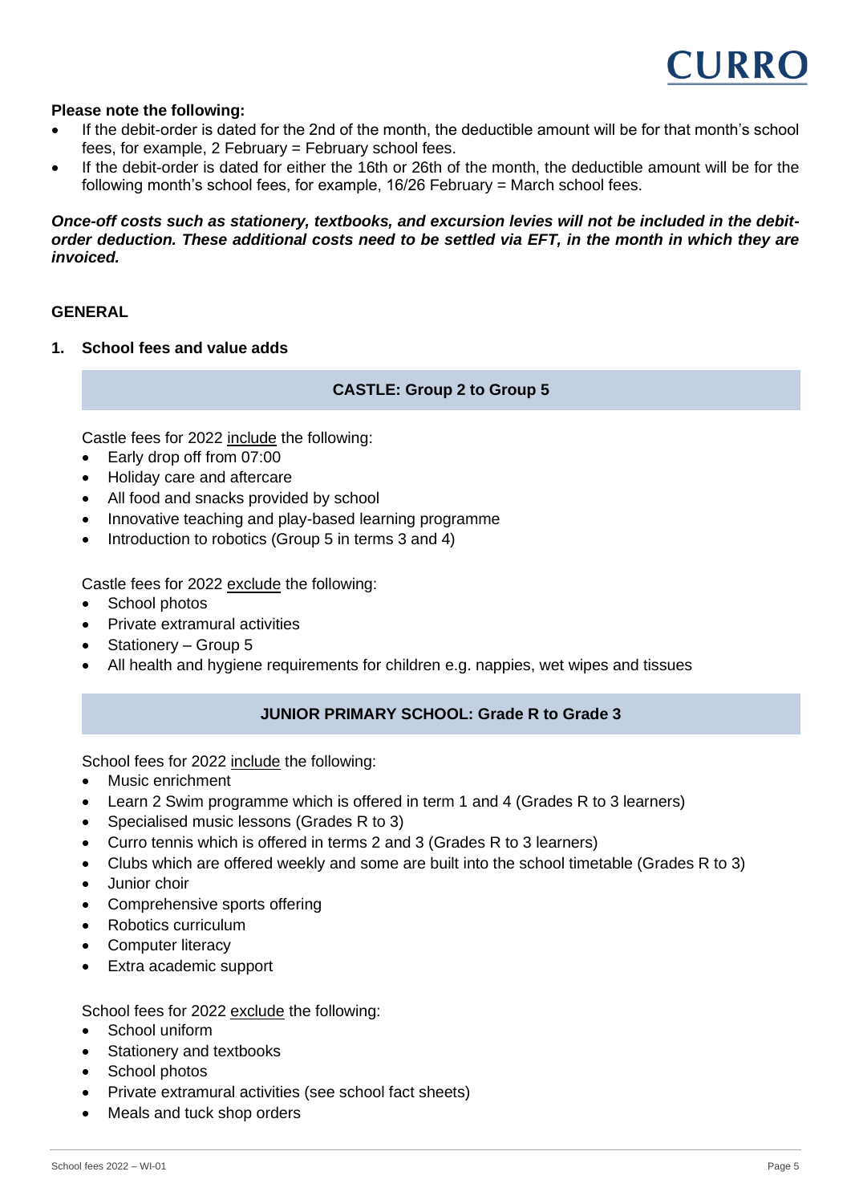**Please note the following:**

- If the debit-order is dated for the 2nd of the month, the deductible amount will be for that month's school fees, for example, 2 February = February school fees.
- If the debit-order is dated for either the 16th or 26th of the month, the deductible amount will be for the following month's school fees, for example, 16/26 February = March school fees.

***Once-off costs such as stationery, textbooks, and excursion levies will not be included in the debit-order deduction. These additional costs need to be settled via EFT, in the month in which they are invoiced.***

## GENERAL

### 1. School fees and value adds

#### CASTLE: Group 2 to Group 5

Castle fees for 2022 include the following:

- Early drop off from 07:00
- Holiday care and aftercare
- All food and snacks provided by school
- Innovative teaching and play-based learning programme
- Introduction to robotics (Group 5 in terms 3 and 4)

Castle fees for 2022 exclude the following:

- School photos
- Private extramural activities
- Stationery – Group 5
- All health and hygiene requirements for children e.g. nappies, wet wipes and tissues

#### JUNIOR PRIMARY SCHOOL: Grade R to Grade 3

School fees for 2022 include the following:

- Music enrichment
- Learn 2 Swim programme which is offered in term 1 and 4 (Grades R to 3 learners)
- Specialised music lessons (Grades R to 3)
- Curro tennis which is offered in terms 2 and 3 (Grades R to 3 learners)
- Clubs which are offered weekly and some are built into the school timetable (Grades R to 3)
- Junior choir
- Comprehensive sports offering
- Robotics curriculum
- Computer literacy
- Extra academic support

School fees for 2022 exclude the following:

- School uniform
- Stationery and textbooks
- School photos
- Private extramural activities (see school fact sheets)
- Meals and tuck shop orders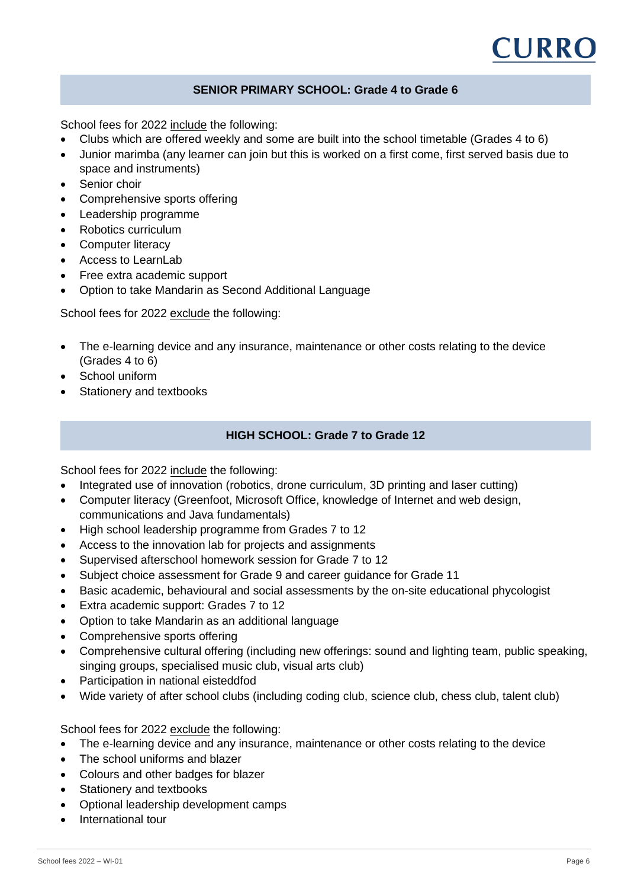## SENIOR PRIMARY SCHOOL: Grade 4 to Grade 6

School fees for 2022 include the following:

- Clubs which are offered weekly and some are built into the school timetable (Grades 4 to 6)
- Junior marimba (any learner can join but this is worked on a first come, first served basis due to space and instruments)
- Senior choir
- Comprehensive sports offering
- Leadership programme
- Robotics curriculum
- Computer literacy
- Access to LearnLab
- Free extra academic support
- Option to take Mandarin as Second Additional Language

School fees for 2022 exclude the following:

- The e-learning device and any insurance, maintenance or other costs relating to the device (Grades 4 to 6)
- School uniform
- Stationery and textbooks

## HIGH SCHOOL: Grade 7 to Grade 12

School fees for 2022 include the following:

- Integrated use of innovation (robotics, drone curriculum, 3D printing and laser cutting)
- Computer literacy (Greenfoot, Microsoft Office, knowledge of Internet and web design, communications and Java fundamentals)
- High school leadership programme from Grades 7 to 12
- Access to the innovation lab for projects and assignments
- Supervised afterschool homework session for Grade 7 to 12
- Subject choice assessment for Grade 9 and career guidance for Grade 11
- Basic academic, behavioural and social assessments by the on-site educational phycologist
- Extra academic support: Grades 7 to 12
- Option to take Mandarin as an additional language
- Comprehensive sports offering
- Comprehensive cultural offering (including new offerings: sound and lighting team, public speaking, singing groups, specialised music club, visual arts club)
- Participation in national eisteddfod
- Wide variety of after school clubs (including coding club, science club, chess club, talent club)

School fees for 2022 exclude the following:

- The e-learning device and any insurance, maintenance or other costs relating to the device
- The school uniforms and blazer
- Colours and other badges for blazer
- Stationery and textbooks
- Optional leadership development camps
- International tour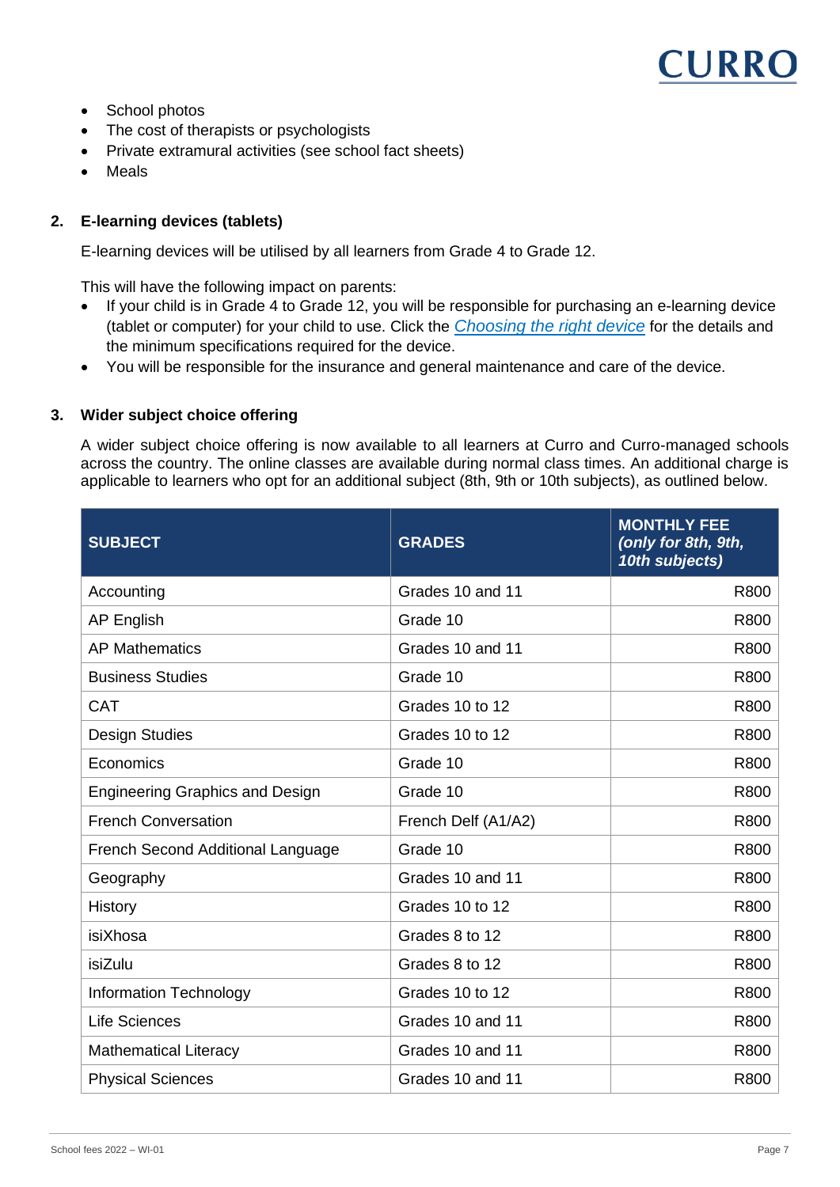- School photos
- The cost of therapists or psychologists
- Private extramural activities (see school fact sheets)
- Meals

## 2. E-learning devices (tablets)

E-learning devices will be utilised by all learners from Grade 4 to Grade 12.

This will have the following impact on parents:

- If your child is in Grade 4 to Grade 12, you will be responsible for purchasing an e-learning device (tablet or computer) for your child to use. Click the *Choosing the right device* for the details and the minimum specifications required for the device.
- You will be responsible for the insurance and general maintenance and care of the device.

## 3. Wider subject choice offering

A wider subject choice offering is now available to all learners at Curro and Curro-managed schools across the country. The online classes are available during normal class times. An additional charge is applicable to learners who opt for an additional subject (8th, 9th or 10th subjects), as outlined below.

| SUBJECT | GRADES | MONTHLY FEE *(only for 8th, 9th, 10th subjects)* |
|---|---|---|
| Accounting | Grades 10 and 11 | R800 |
| AP English | Grade 10 | R800 |
| AP Mathematics | Grades 10 and 11 | R800 |
| Business Studies | Grade 10 | R800 |
| CAT | Grades 10 to 12 | R800 |
| Design Studies | Grades 10 to 12 | R800 |
| Economics | Grade 10 | R800 |
| Engineering Graphics and Design | Grade 10 | R800 |
| French Conversation | French Delf (A1/A2) | R800 |
| French Second Additional Language | Grade 10 | R800 |
| Geography | Grades 10 and 11 | R800 |
| History | Grades 10 to 12 | R800 |
| isiXhosa | Grades 8 to 12 | R800 |
| isiZulu | Grades 8 to 12 | R800 |
| Information Technology | Grades 10 to 12 | R800 |
| Life Sciences | Grades 10 and 11 | R800 |
| Mathematical Literacy | Grades 10 and 11 | R800 |
| Physical Sciences | Grades 10 and 11 | R800 |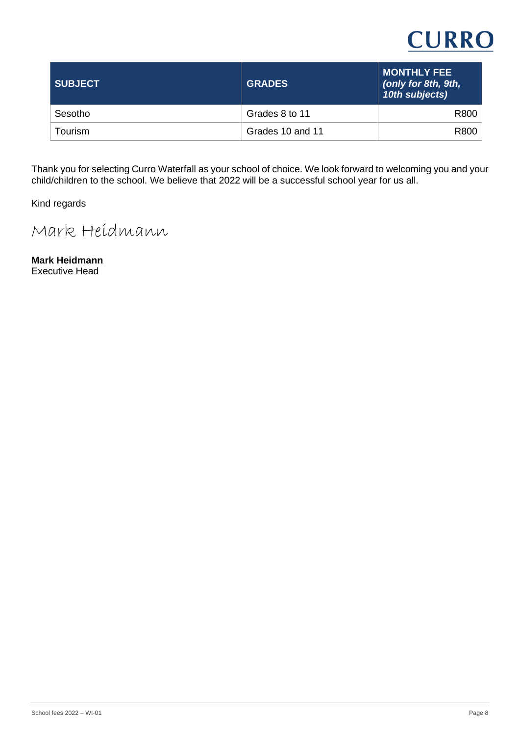| SUBJECT | GRADES | MONTHLY FEE *(only for 8th, 9th, 10th subjects)* |
|---|---|---|
| Sesotho | Grades 8 to 11 | R800 |
| Tourism | Grades 10 and 11 | R800 |

Thank you for selecting Curro Waterfall as your school of choice. We look forward to welcoming you and your child/children to the school. We believe that 2022 will be a successful school year for us all.

Kind regards

Mark Heidmann

**Mark Heidmann**
Executive Head